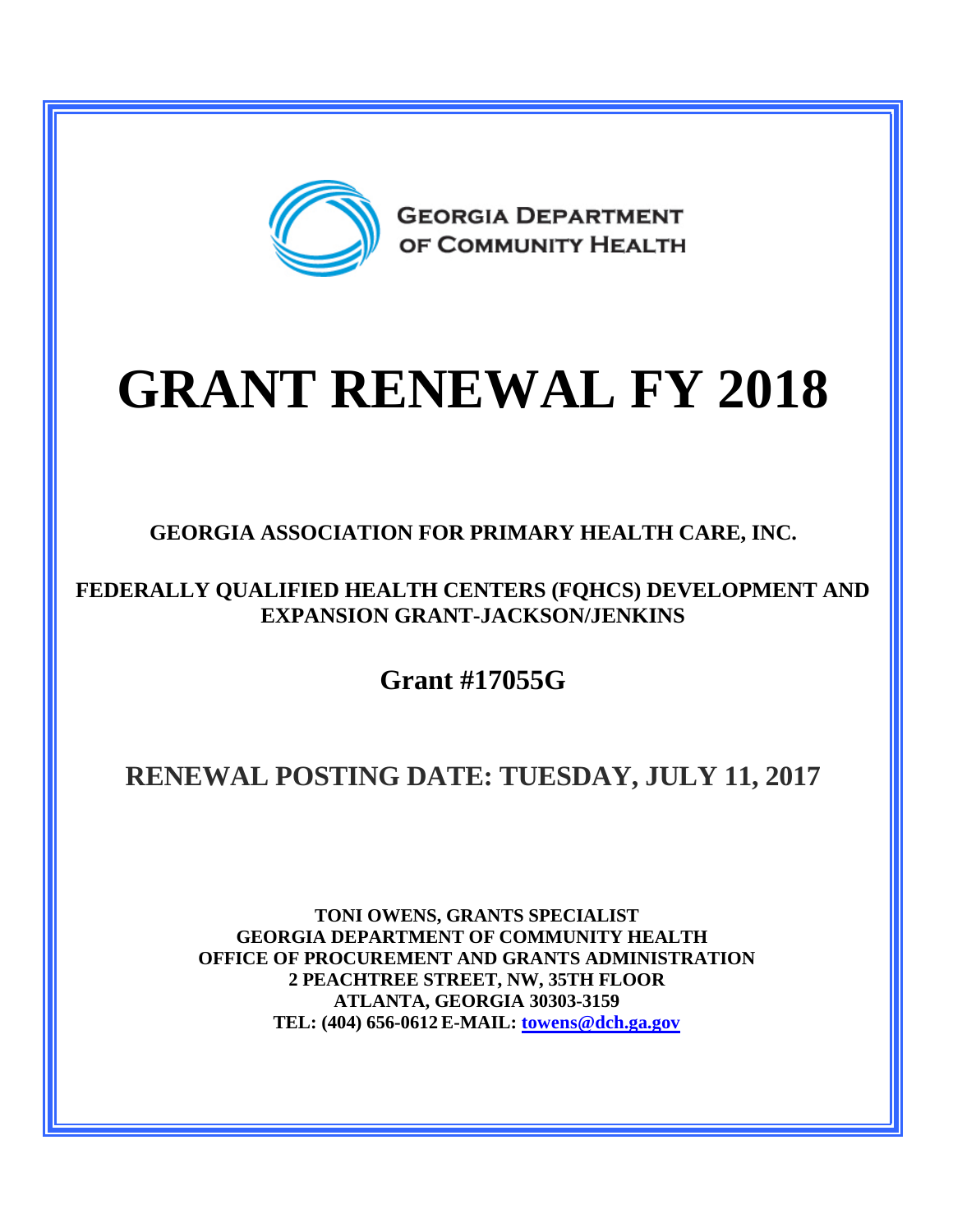GEORGIA DEPARTMENT OF COMMUNITY HEALTH

# GRANT RENEWAL FY 2018

**GEORGIA ASSOCIATION FOR PRIMARY HEALTH CARE, INC.**

**FEDERALLY QUALIFIED HEALTH CENTERS (FQHCS) DEVELOPMENT AND EXPANSION GRANT-JACKSON/JENKINS**

## Grant #17055G

## RENEWAL POSTING DATE: TUESDAY, JULY 11, 2017

**TONI OWENS, GRANTS SPECIALIST**
**GEORGIA DEPARTMENT OF COMMUNITY HEALTH**
**OFFICE OF PROCUREMENT AND GRANTS ADMINISTRATION**
**2 PEACHTREE STREET, NW, 35TH FLOOR**
**ATLANTA, GEORGIA 30303-3159**
**TEL: (404) 656-0612 E-MAIL: towens@dch.ga.gov**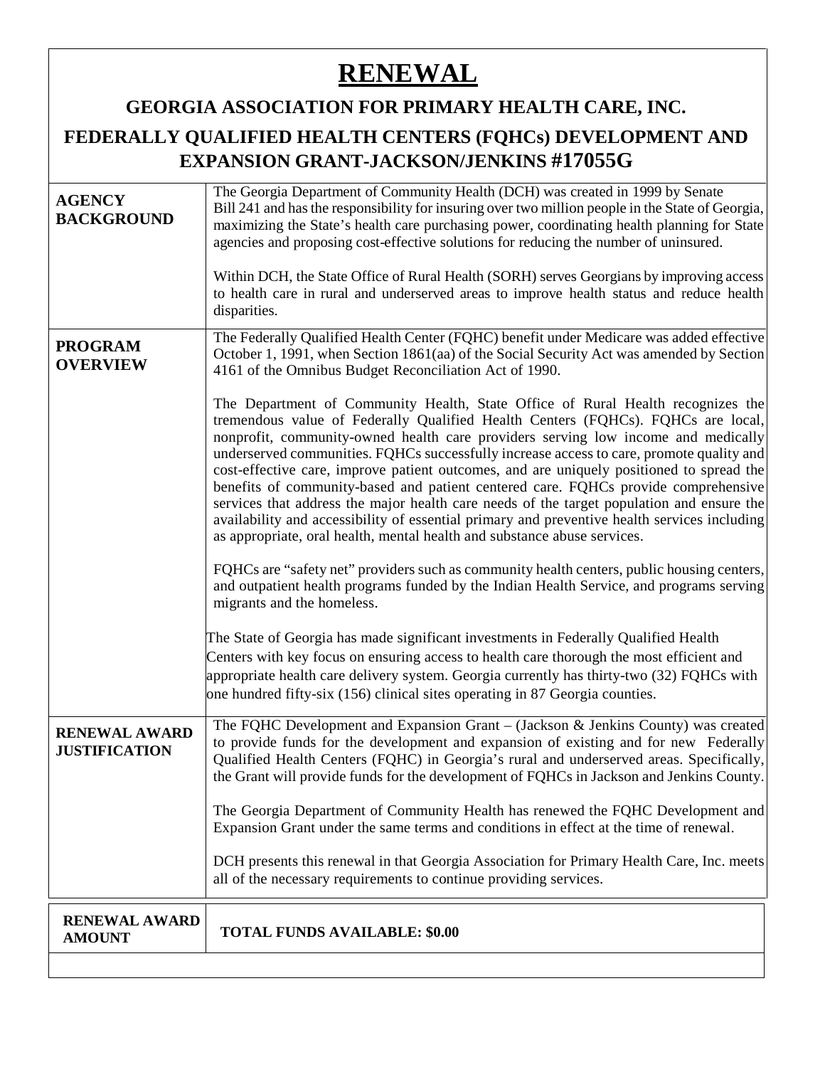# RENEWAL

## GEORGIA ASSOCIATION FOR PRIMARY HEALTH CARE, INC.

## FEDERALLY QUALIFIED HEALTH CENTERS (FQHCs) DEVELOPMENT AND EXPANSION GRANT-JACKSON/JENKINS #17055G

| | |
|---|---|
| **AGENCY BACKGROUND** | The Georgia Department of Community Health (DCH) was created in 1999 by Senate Bill 241 and has the responsibility for insuring over two million people in the State of Georgia, maximizing the State's health care purchasing power, coordinating health planning for State agencies and proposing cost-effective solutions for reducing the number of uninsured.<br><br>Within DCH, the State Office of Rural Health (SORH) serves Georgians by improving access to health care in rural and underserved areas to improve health status and reduce health disparities. |
| **PROGRAM OVERVIEW** | The Federally Qualified Health Center (FQHC) benefit under Medicare was added effective October 1, 1991, when Section 1861(aa) of the Social Security Act was amended by Section 4161 of the Omnibus Budget Reconciliation Act of 1990.<br><br>The Department of Community Health, State Office of Rural Health recognizes the tremendous value of Federally Qualified Health Centers (FQHCs). FQHCs are local, nonprofit, community-owned health care providers serving low income and medically underserved communities. FQHCs successfully increase access to care, promote quality and cost-effective care, improve patient outcomes, and are uniquely positioned to spread the benefits of community-based and patient centered care. FQHCs provide comprehensive services that address the major health care needs of the target population and ensure the availability and accessibility of essential primary and preventive health services including as appropriate, oral health, mental health and substance abuse services.<br><br>FQHCs are "safety net" providers such as community health centers, public housing centers, and outpatient health programs funded by the Indian Health Service, and programs serving migrants and the homeless.<br><br>The State of Georgia has made significant investments in Federally Qualified Health Centers with key focus on ensuring access to health care thorough the most efficient and appropriate health care delivery system. Georgia currently has thirty-two (32) FQHCs with one hundred fifty-six (156) clinical sites operating in 87 Georgia counties. |
| **RENEWAL AWARD JUSTIFICATION** | The FQHC Development and Expansion Grant – (Jackson & Jenkins County) was created to provide funds for the development and expansion of existing and for new Federally Qualified Health Centers (FQHC) in Georgia's rural and underserved areas. Specifically, the Grant will provide funds for the development of FQHCs in Jackson and Jenkins County.<br><br>The Georgia Department of Community Health has renewed the FQHC Development and Expansion Grant under the same terms and conditions in effect at the time of renewal.<br><br>DCH presents this renewal in that Georgia Association for Primary Health Care, Inc. meets all of the necessary requirements to continue providing services. |
| **RENEWAL AWARD AMOUNT** | **TOTAL FUNDS AVAILABLE: $0.00** |